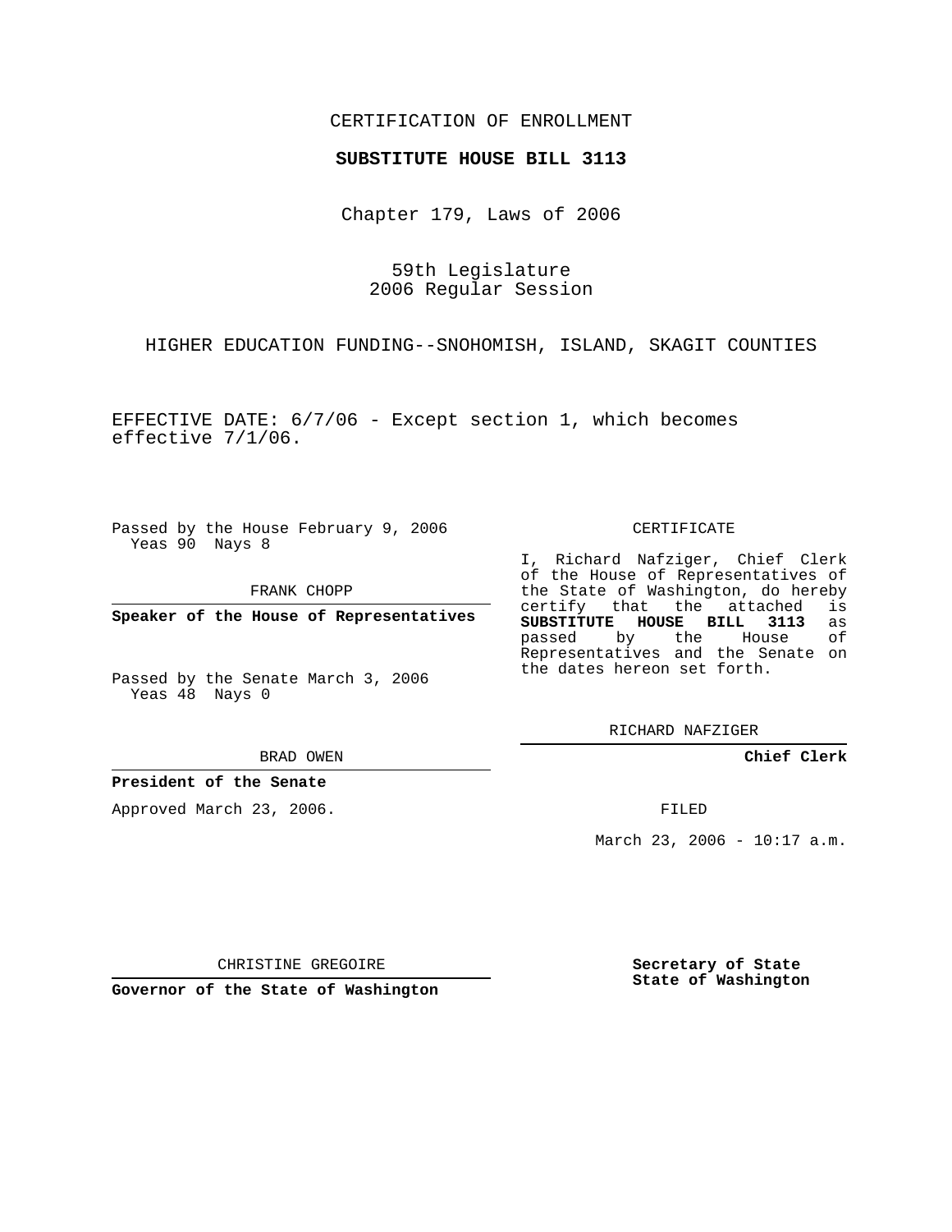CERTIFICATION OF ENROLLMENT

**SUBSTITUTE HOUSE BILL 3113**

Chapter 179, Laws of 2006

59th Legislature
2006 Regular Session

HIGHER EDUCATION FUNDING--SNOHOMISH, ISLAND, SKAGIT COUNTIES

EFFECTIVE DATE: 6/7/06 - Except section 1, which becomes effective 7/1/06.

Passed by the House February 9, 2006
Yeas 90 Nays 8

FRANK CHOPP

**Speaker of the House of Representatives**

Passed by the Senate March 3, 2006
Yeas 48 Nays 0

BRAD OWEN

**President of the Senate**

Approved March 23, 2006.

CHRISTINE GREGOIRE

**Governor of the State of Washington**

CERTIFICATE

I, Richard Nafziger, Chief Clerk of the House of Representatives of the State of Washington, do hereby certify that the attached is **SUBSTITUTE HOUSE BILL 3113** as passed by the House of Representatives and the Senate on the dates hereon set forth.

RICHARD NAFZIGER

**Chief Clerk**

FILED

March 23, 2006 - 10:17 a.m.

**Secretary of State**
**State of Washington**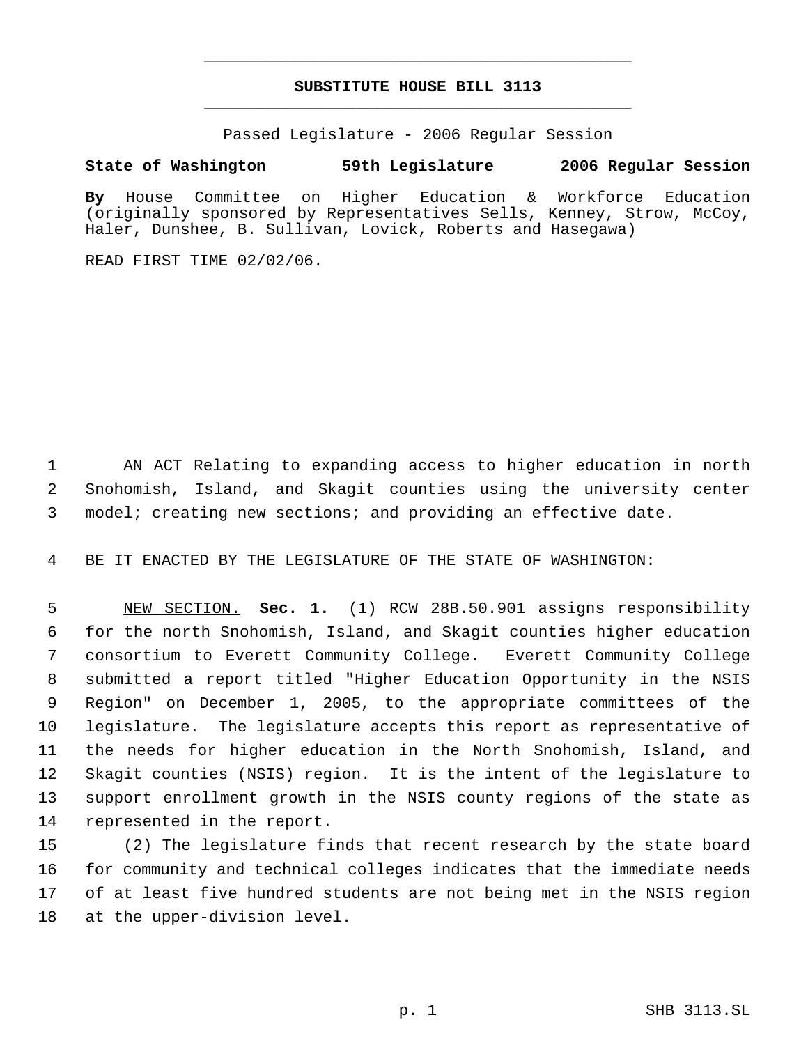# SUBSTITUTE HOUSE BILL 3113

Passed Legislature - 2006 Regular Session

**State of Washington 59th Legislature 2006 Regular Session**

**By** House Committee on Higher Education & Workforce Education (originally sponsored by Representatives Sells, Kenney, Strow, McCoy, Haler, Dunshee, B. Sullivan, Lovick, Roberts and Hasegawa)

READ FIRST TIME 02/02/06.

AN ACT Relating to expanding access to higher education in north Snohomish, Island, and Skagit counties using the university center model; creating new sections; and providing an effective date.

BE IT ENACTED BY THE LEGISLATURE OF THE STATE OF WASHINGTON:

NEW SECTION. **Sec. 1.** (1) RCW 28B.50.901 assigns responsibility for the north Snohomish, Island, and Skagit counties higher education consortium to Everett Community College. Everett Community College submitted a report titled "Higher Education Opportunity in the NSIS Region" on December 1, 2005, to the appropriate committees of the legislature. The legislature accepts this report as representative of the needs for higher education in the North Snohomish, Island, and Skagit counties (NSIS) region. It is the intent of the legislature to support enrollment growth in the NSIS county regions of the state as represented in the report.

(2) The legislature finds that recent research by the state board for community and technical colleges indicates that the immediate needs of at least five hundred students are not being met in the NSIS region at the upper-division level.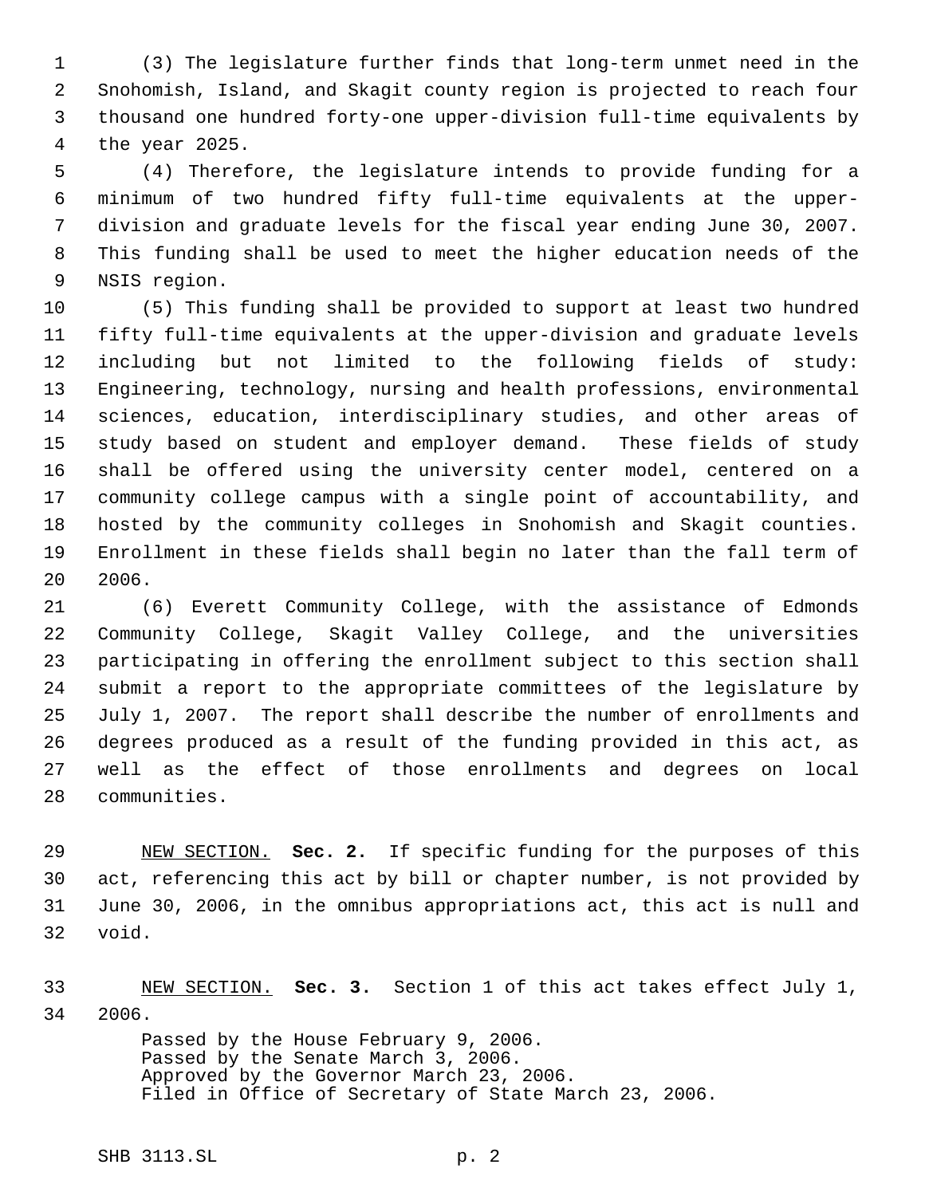(3) The legislature further finds that long-term unmet need in the Snohomish, Island, and Skagit county region is projected to reach four thousand one hundred forty-one upper-division full-time equivalents by the year 2025.

(4) Therefore, the legislature intends to provide funding for a minimum of two hundred fifty full-time equivalents at the upper-division and graduate levels for the fiscal year ending June 30, 2007. This funding shall be used to meet the higher education needs of the NSIS region.

(5) This funding shall be provided to support at least two hundred fifty full-time equivalents at the upper-division and graduate levels including but not limited to the following fields of study: Engineering, technology, nursing and health professions, environmental sciences, education, interdisciplinary studies, and other areas of study based on student and employer demand. These fields of study shall be offered using the university center model, centered on a community college campus with a single point of accountability, and hosted by the community colleges in Snohomish and Skagit counties. Enrollment in these fields shall begin no later than the fall term of 2006.

(6) Everett Community College, with the assistance of Edmonds Community College, Skagit Valley College, and the universities participating in offering the enrollment subject to this section shall submit a report to the appropriate committees of the legislature by July 1, 2007. The report shall describe the number of enrollments and degrees produced as a result of the funding provided in this act, as well as the effect of those enrollments and degrees on local communities.

NEW SECTION. **Sec. 2.** If specific funding for the purposes of this act, referencing this act by bill or chapter number, is not provided by June 30, 2006, in the omnibus appropriations act, this act is null and void.

NEW SECTION. **Sec. 3.** Section 1 of this act takes effect July 1, 2006.

Passed by the House February 9, 2006.
Passed by the Senate March 3, 2006.
Approved by the Governor March 23, 2006.
Filed in Office of Secretary of State March 23, 2006.